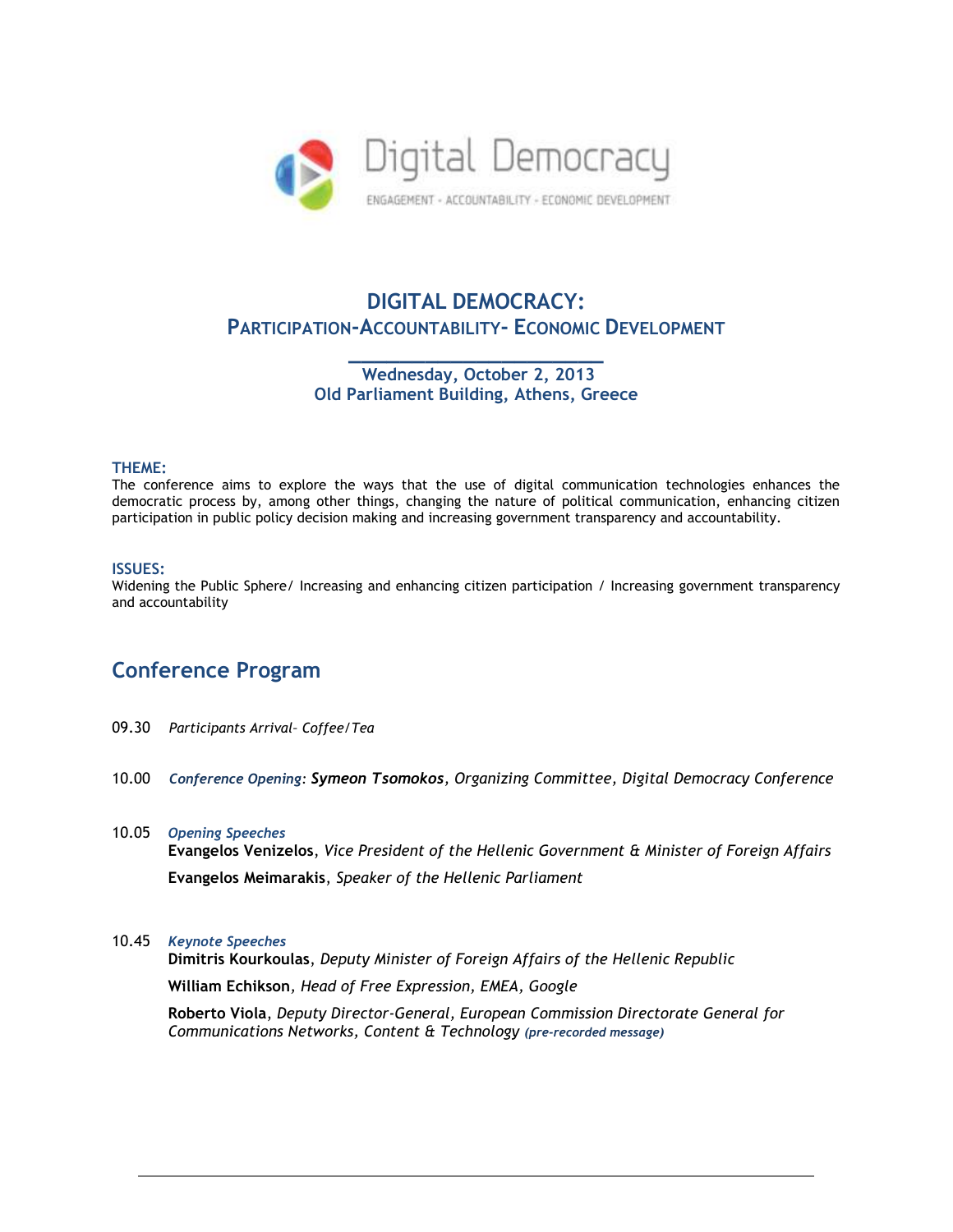Digital Democracy

ENGAGEMENT - ACCOUNTABILITY - ECONOMIC DEVELOPMENT

# DIGITAL DEMOCRACY:
## PARTICIPATION-ACCOUNTABILITY- ECONOMIC DEVELOPMENT

**Wednesday, October 2, 2013**
**Old Parliament Building, Athens, Greece**

**THEME:**
The conference aims to explore the ways that the use of digital communication technologies enhances the democratic process by, among other things, changing the nature of political communication, enhancing citizen participation in public policy decision making and increasing government transparency and accountability.

**ISSUES:**
Widening the Public Sphere/ Increasing and enhancing citizen participation / Increasing government transparency and accountability

## Conference Program

09.30 *Participants Arrival– Coffee/Tea*

10.00 *Conference Opening*: ***Symeon Tsomokos***, *Organizing Committee, Digital Democracy Conference*

10.05 *Opening Speeches*

**Evangelos Venizelos**, *Vice President of the Hellenic Government & Minister of Foreign Affairs*

**Evangelos Meimarakis**, *Speaker of the Hellenic Parliament*

10.45 *Keynote Speeches*

**Dimitris Kourkoulas**, *Deputy Minister of Foreign Affairs of the Hellenic Republic*

**William Echikson**, *Head of Free Expression, EMEA, Google*

**Roberto Viola**, *Deputy Director-General, European Commission Directorate General for Communications Networks, Content & Technology* ***(pre-recorded message)***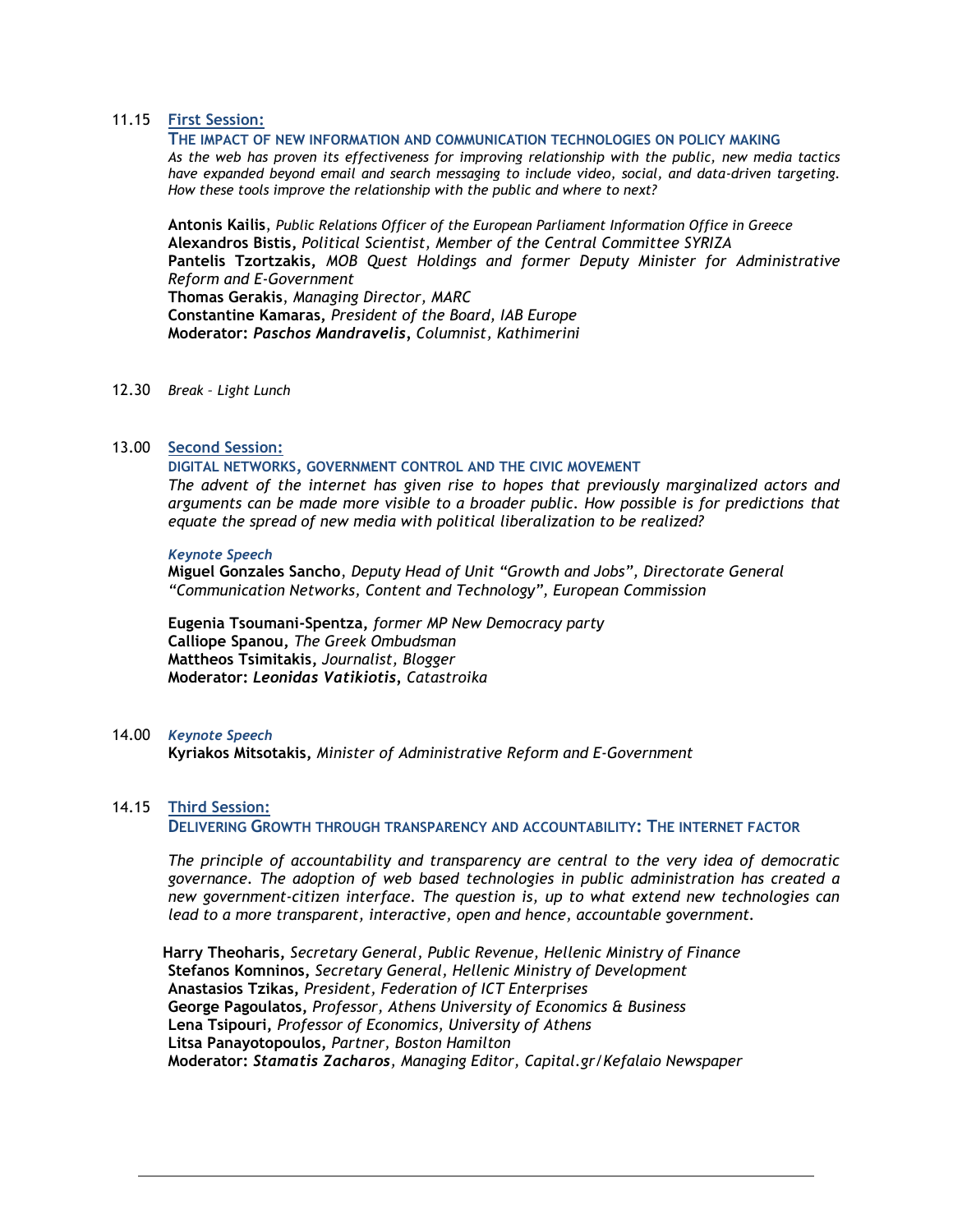11.15 **First Session:**

**THE IMPACT OF NEW INFORMATION AND COMMUNICATION TECHNOLOGIES ON POLICY MAKING**

*As the web has proven its effectiveness for improving relationship with the public, new media tactics have expanded beyond email and search messaging to include video, social, and data-driven targeting. How these tools improve the relationship with the public and where to next?*

**Antonis Kailis**, *Public Relations Officer of the European Parliament Information Office in Greece*
**Alexandros Bistis,** *Political Scientist, Member of the Central Committee SYRIZA*
**Pantelis Tzortzakis,** *MOB Quest Holdings and former Deputy Minister for Administrative Reform and E-Government*
**Thomas Gerakis**, *Managing Director, MARC*
**Constantine Kamaras,** *President of the Board, IAB Europe*
**Moderator:** ***Paschos Mandravelis***, *Columnist, Kathimerini*

12.30 *Break – Light Lunch*

13.00 **Second Session:**

**DIGITAL NETWORKS, GOVERNMENT CONTROL AND THE CIVIC MOVEMENT**

*The advent of the internet has given rise to hopes that previously marginalized actors and arguments can be made more visible to a broader public. How possible is for predictions that equate the spread of new media with political liberalization to be realized?*

***Keynote Speech***
**Miguel Gonzales Sancho**, *Deputy Head of Unit "Growth and Jobs", Directorate General "Communication Networks, Content and Technology", European Commission*

**Eugenia Tsoumani-Spentza,** *former MP New Democracy party*
**Calliope Spanou,** *The Greek Ombudsman*
**Mattheos Tsimitakis,** *Journalist, Blogger*
**Moderator:** ***Leonidas Vatikiotis***, *Catastroika*

14.00 ***Keynote Speech***
**Kyriakos Mitsotakis,** *Minister of Administrative Reform and E-Government*

14.15 **Third Session:**

**DELIVERING GROWTH THROUGH TRANSPARENCY AND ACCOUNTABILITY: THE INTERNET FACTOR**

*The principle of accountability and transparency are central to the very idea of democratic governance. The adoption of web based technologies in public administration has created a new government-citizen interface. The question is, up to what extend new technologies can lead to a more transparent, interactive, open and hence, accountable government.*

**Harry Theoharis,** *Secretary General, Public Revenue, Hellenic Ministry of Finance*
**Stefanos Komninos,** *Secretary General, Hellenic Ministry of Development*
**Anastasios Tzikas,** *President, Federation of ICT Enterprises*
**George Pagoulatos,** *Professor, Athens University of Economics & Business*
**Lena Tsipouri,** *Professor of Economics, University of Athens*
**Litsa Panayotopoulos,** *Partner, Boston Hamilton*
**Moderator:** ***Stamatis Zacharos***, *Managing Editor, Capital.gr/Kefalaio Newspaper*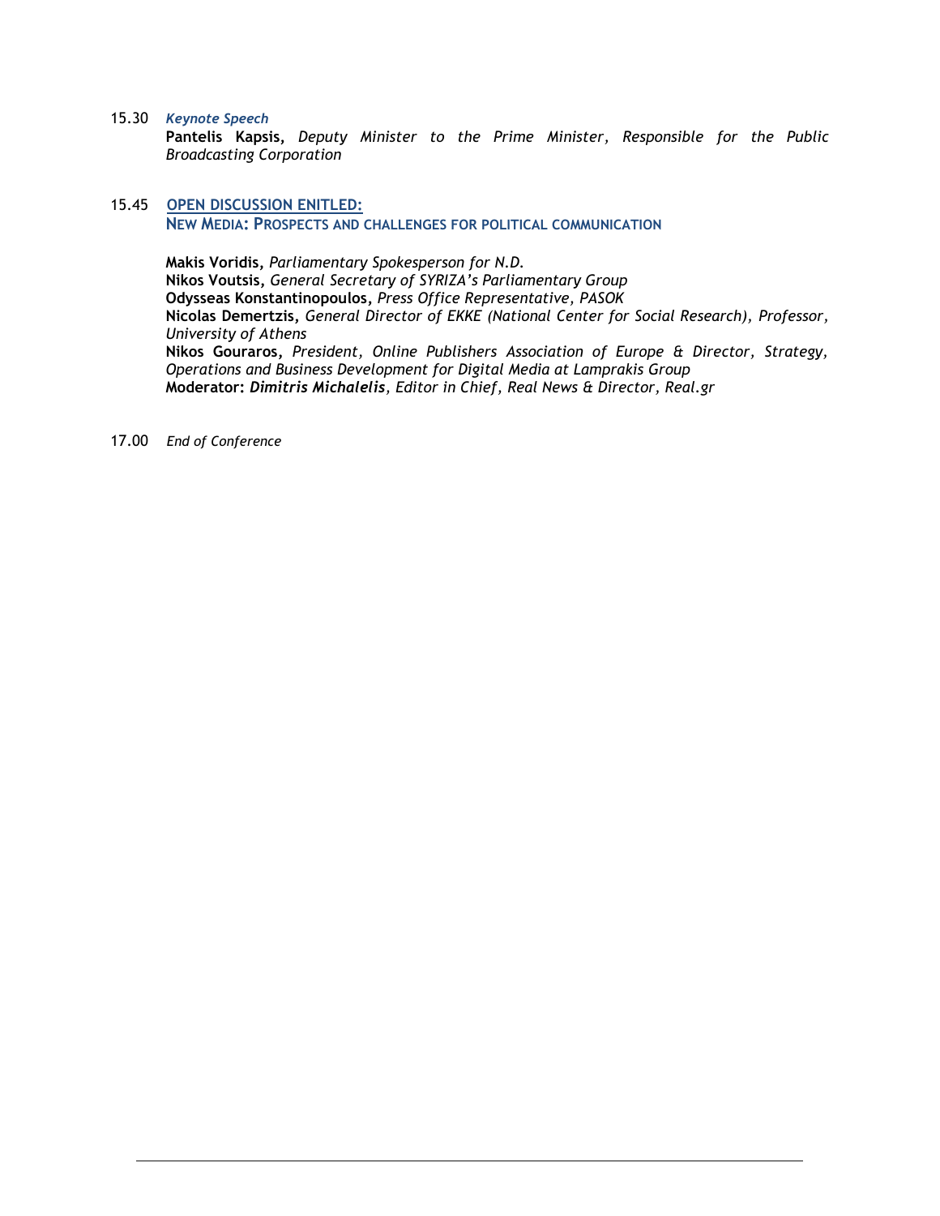15.30 *Keynote Speech*

**Pantelis Kapsis,** *Deputy Minister to the Prime Minister, Responsible for the Public Broadcasting Corporation*

15.45 **OPEN DISCUSSION ENITLED:**

**NEW MEDIA: PROSPECTS AND CHALLENGES FOR POLITICAL COMMUNICATION**

**Makis Voridis,** *Parliamentary Spokesperson for N.D.*
**Nikos Voutsis,** *General Secretary of SYRIZA's Parliamentary Group*
**Odysseas Konstantinopoulos,** *Press Office Representative, PASOK*
**Nicolas Demertzis,** *General Director of EKKE (National Center for Social Research), Professor, University of Athens*
**Nikos Gouraros,** *President, Online Publishers Association of Europe & Director, Strategy, Operations and Business Development for Digital Media at Lamprakis Group*
**Moderator:** ***Dimitris Michalelis****, Editor in Chief, Real News & Director, Real.gr*

17.00 *End of Conference*